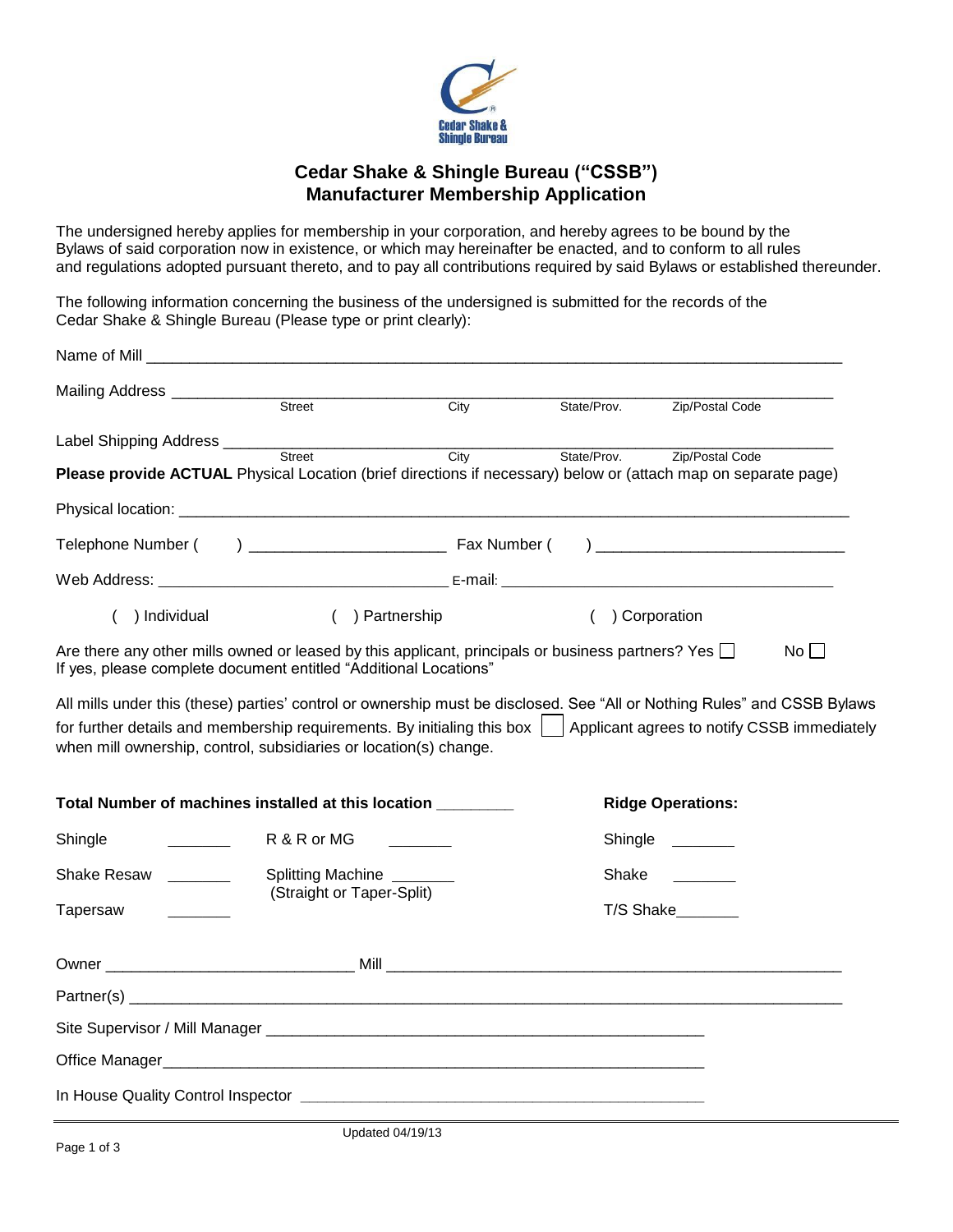# Cedar Shake & Shingle Bureau ("CSSB")
## Manufacturer Membership Application

The undersigned hereby applies for membership in your corporation, and hereby agrees to be bound by the Bylaws of said corporation now in existence, or which may hereinafter be enacted, and to conform to all rules and regulations adopted pursuant thereto, and to pay all contributions required by said Bylaws or established thereunder.

The following information concerning the business of the undersigned is submitted for the records of the Cedar Shake & Shingle Bureau (Please type or print clearly):

Name of Mill ______________________________________________________________________

Mailing Address ____________________________________________________________________
Street &nbsp;&nbsp;&nbsp; City &nbsp;&nbsp;&nbsp; State/Prov. &nbsp;&nbsp;&nbsp; Zip/Postal Code

Label Shipping Address ______________________________________________________________
Street &nbsp;&nbsp;&nbsp; City &nbsp;&nbsp;&nbsp; State/Prov. &nbsp;&nbsp;&nbsp; Zip/Postal Code

**Please provide ACTUAL** Physical Location (brief directions if necessary) below or (attach map on separate page)

Physical location: __________________________________________________________________

Telephone Number ( &nbsp;&nbsp; ) ______________________ Fax Number ( &nbsp;&nbsp; ) ___________________________

Web Address: _________________________________ E-mail: _____________________________________

( ) Individual &nbsp;&nbsp;&nbsp;&nbsp; ( ) Partnership &nbsp;&nbsp;&nbsp;&nbsp; ( ) Corporation

Are there any other mills owned or leased by this applicant, principals or business partners? Yes ☐ &nbsp;&nbsp; No ☐
If yes, please complete document entitled "Additional Locations"

All mills under this (these) parties' control or ownership must be disclosed. See "All or Nothing Rules" and CSSB Bylaws for further details and membership requirements. By initialing this box ☐ Applicant agrees to notify CSSB immediately when mill ownership, control, subsidiaries or location(s) change.

**Total Number of machines installed at this location** ________

Shingle _______ &nbsp;&nbsp; R & R or MG _______

Shake Resaw _______ &nbsp;&nbsp; Splitting Machine _______ (Straight or Taper-Split)

Tapersaw _______

**Ridge Operations:**

Shingle _______

Shake _______

T/S Shake_______

Owner ____________________________ Mill ___________________________________________________

Partner(s) _________________________________________________________________________________

Site Supervisor / Mill Manager ______________________________________________

Office Manager______________________________________________________________

In House Quality Control Inspector ____________________________________________

Updated 04/19/13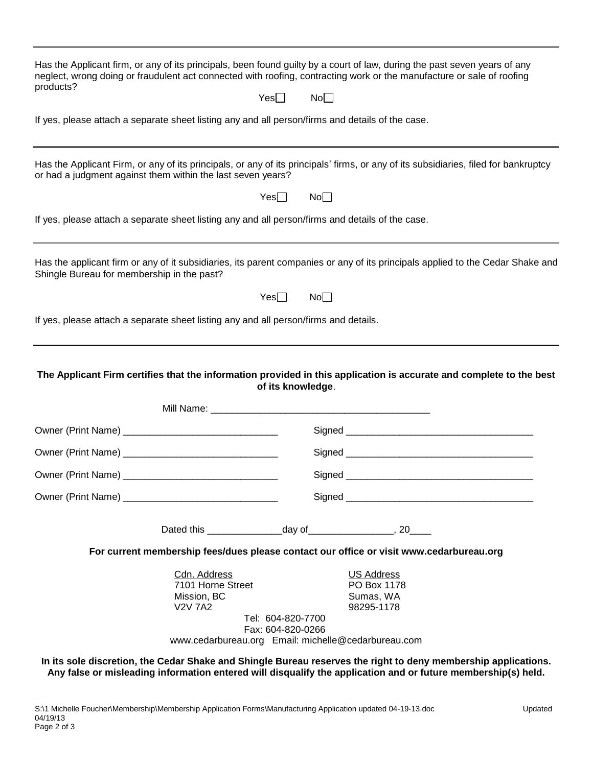Has the Applicant firm, or any of its principals, been found guilty by a court of law, during the past seven years of any neglect, wrong doing or fraudulent act connected with roofing, contracting work or the manufacture or sale of roofing products?

Yes☐ No☐

If yes, please attach a separate sheet listing any and all person/firms and details of the case.

---

Has the Applicant Firm, or any of its principals, or any of its principals' firms, or any of its subsidiaries, filed for bankruptcy or had a judgment against them within the last seven years?

Yes☐ No☐

If yes, please attach a separate sheet listing any and all person/firms and details of the case.

---

Has the applicant firm or any of it subsidiaries, its parent companies or any of its principals applied to the Cedar Shake and Shingle Bureau for membership in the past?

Yes☐ No☐

If yes, please attach a separate sheet listing any and all person/firms and details.

---

**The Applicant Firm certifies that the information provided in this application is accurate and complete to the best of its knowledge**.

Mill Name: ________________________________________

Owner (Print Name) ____________________________ Signed ___________________________________

Owner (Print Name) ____________________________ Signed ___________________________________

Owner (Print Name) ____________________________ Signed ___________________________________

Owner (Print Name) ____________________________ Signed ___________________________________

Dated this ______________day of________________, 20____

**For current membership fees/dues please contact our office or visit www.cedarbureau.org**

Cdn. Address
7101 Horne Street
Mission, BC
V2V 7A2

US Address
PO Box 1178
Sumas, WA
98295-1178

Tel: 604-820-7700
Fax: 604-820-0266
www.cedarbureau.org Email: michelle@cedarbureau.com

**In its sole discretion, the Cedar Shake and Shingle Bureau reserves the right to deny membership applications. Any false or misleading information entered will disqualify the application and or future membership(s) held.**

S:\1 Michelle Foucher\Membership\Membership Application Forms\Manufacturing Application updated 04-19-13.doc Updated 04/19/13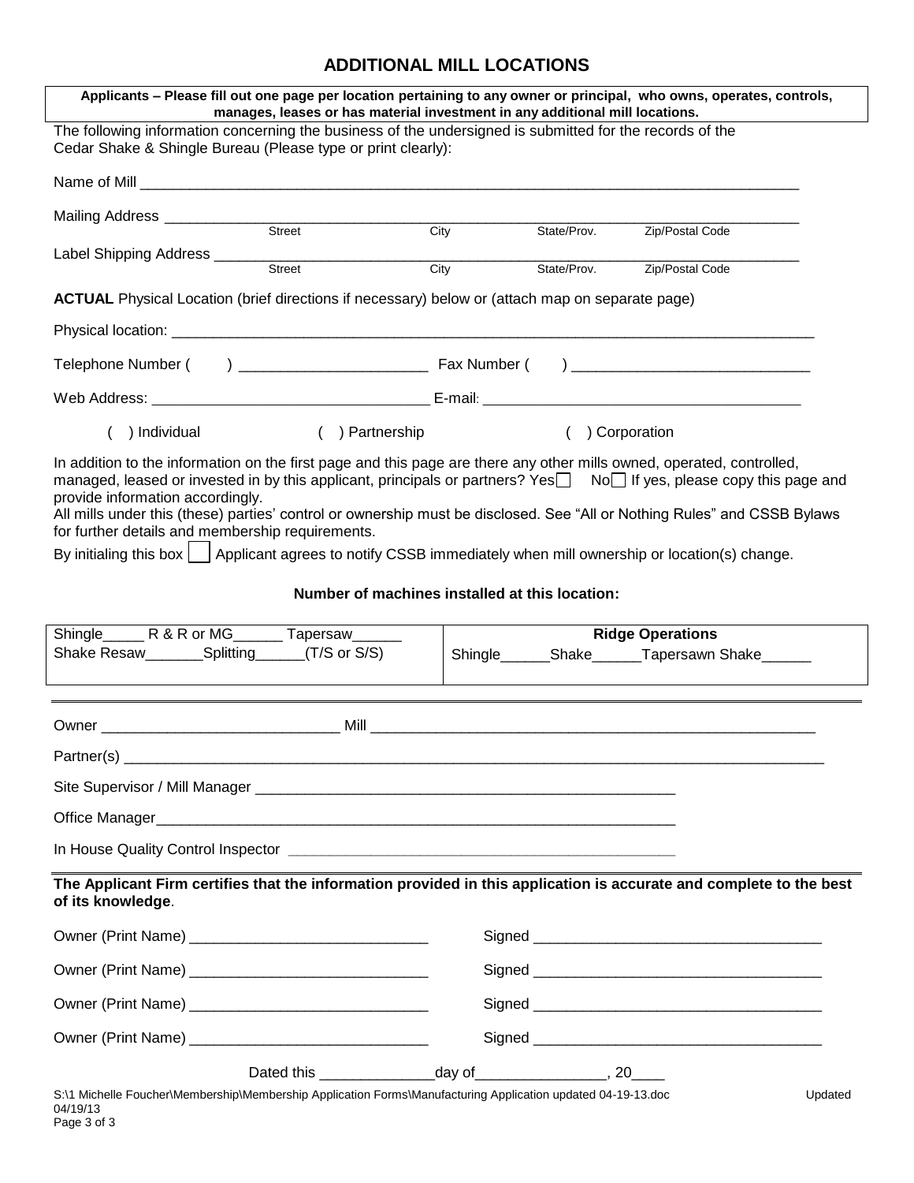# ADDITIONAL MILL LOCATIONS

**Applicants – Please fill out one page per location pertaining to any owner or principal, who owns, operates, controls, manages, leases or has material investment in any additional mill locations.**

The following information concerning the business of the undersigned is submitted for the records of the Cedar Shake & Shingle Bureau (Please type or print clearly):

Name of Mill ________________________________________________________________________________

Mailing Address ______________________________________________________________________________
Street City State/Prov. Zip/Postal Code

Label Shipping Address _________________________________________________________________________
Street City State/Prov. Zip/Postal Code

**ACTUAL** Physical Location (brief directions if necessary) below or (attach map on separate page)

Physical location: _______________________________________________________________________________

Telephone Number ( ) _______________________ Fax Number ( ) _____________________________

Web Address: _________________________________ E-mail: ______________________________________

( ) Individual ( ) Partnership ( ) Corporation

In addition to the information on the first page and this page are there any other mills owned, operated, controlled, managed, leased or invested in by this applicant, principals or partners? Yes☐ No☐ If yes, please copy this page and provide information accordingly.
All mills under this (these) parties' control or ownership must be disclosed. See "All or Nothing Rules" and CSSB Bylaws for further details and membership requirements.

By initialing this box ☐ Applicant agrees to notify CSSB immediately when mill ownership or location(s) change.

**Number of machines installed at this location:**

| | **Ridge Operations** |
|---|---|
| Shingle_____ R & R or MG______ Tapersaw______<br>Shake Resaw_______Splitting______(T/S or S/S) | Shingle______Shake______Tapersawn Shake______ |

Owner _____________________________ Mill _________________________________________________________

Partner(s) _____________________________________________________________________________________

Site Supervisor / Mill Manager ____________________________________________________

Office Manager______________________________________________________________

In House Quality Control Inspector _____________________________________________

**The Applicant Firm certifies that the information provided in this application is accurate and complete to the best of its knowledge**.

Owner (Print Name) _____________________________ Signed ___________________________________

Owner (Print Name) _____________________________ Signed ___________________________________

Owner (Print Name) _____________________________ Signed ___________________________________

Owner (Print Name) _____________________________ Signed ___________________________________

Dated this ______________day of________________, 20____

S:\1 Michelle Foucher\Membership\Membership Application Forms\Manufacturing Application updated 04-19-13.doc Updated 04/19/13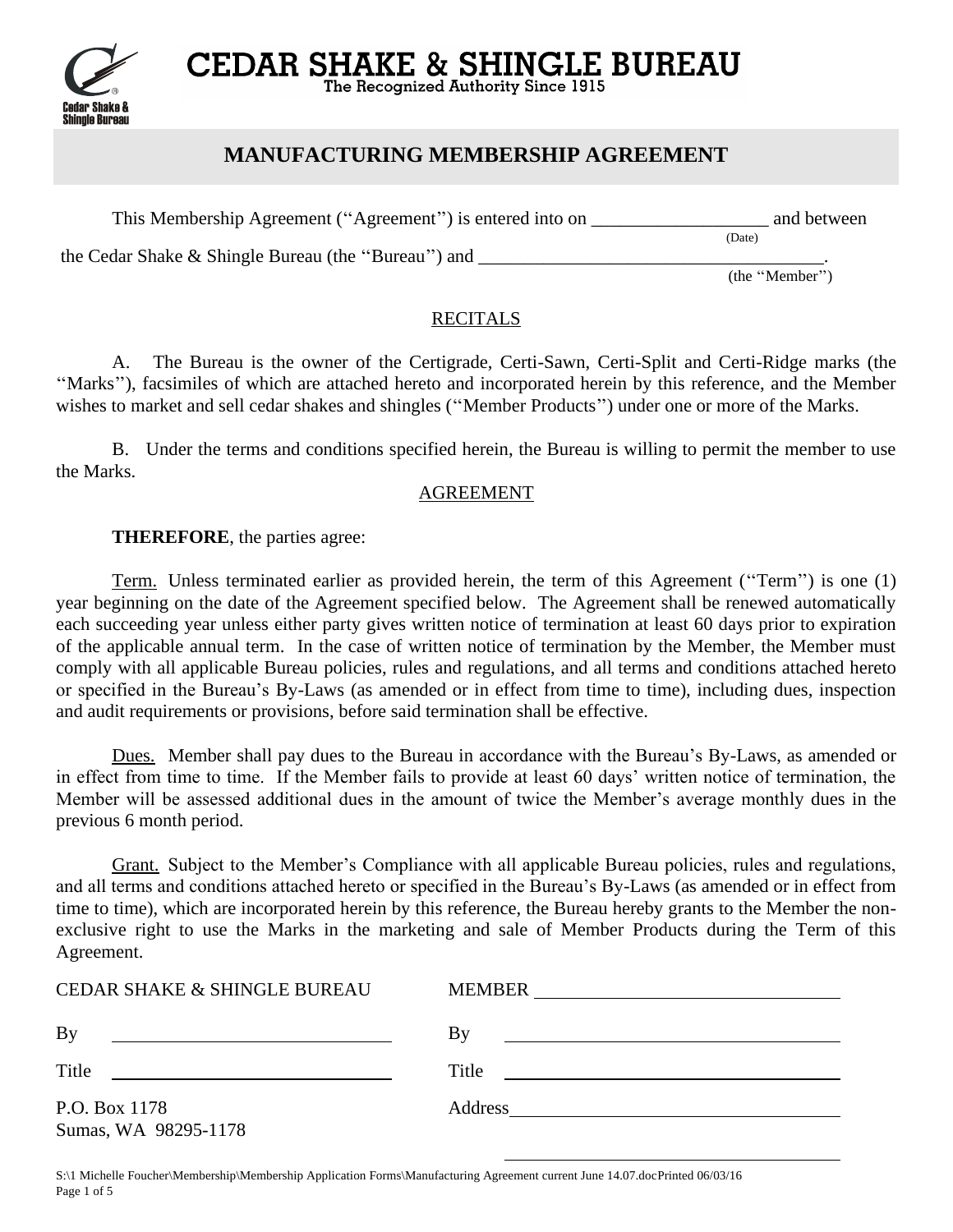CEDAR SHAKE & SHINGLE BUREAU

The Recognized Authority Since 1915

# MANUFACTURING MEMBERSHIP AGREEMENT

This Membership Agreement ("Agreement") is entered into on ___________________ (Date) and between the Cedar Shake & Shingle Bureau (the "Bureau") and _____________________________________ (the "Member").

## RECITALS

A. The Bureau is the owner of the Certigrade, Certi-Sawn, Certi-Split and Certi-Ridge marks (the "Marks"), facsimiles of which are attached hereto and incorporated herein by this reference, and the Member wishes to market and sell cedar shakes and shingles ("Member Products") under one or more of the Marks.

B. Under the terms and conditions specified herein, the Bureau is willing to permit the member to use the Marks.

## AGREEMENT

**THEREFORE**, the parties agree:

Term. Unless terminated earlier as provided herein, the term of this Agreement ("Term") is one (1) year beginning on the date of the Agreement specified below. The Agreement shall be renewed automatically each succeeding year unless either party gives written notice of termination at least 60 days prior to expiration of the applicable annual term. In the case of written notice of termination by the Member, the Member must comply with all applicable Bureau policies, rules and regulations, and all terms and conditions attached hereto or specified in the Bureau's By-Laws (as amended or in effect from time to time), including dues, inspection and audit requirements or provisions, before said termination shall be effective.

Dues. Member shall pay dues to the Bureau in accordance with the Bureau's By-Laws, as amended or in effect from time to time. If the Member fails to provide at least 60 days' written notice of termination, the Member will be assessed additional dues in the amount of twice the Member's average monthly dues in the previous 6 month period.

Grant. Subject to the Member's Compliance with all applicable Bureau policies, rules and regulations, and all terms and conditions attached hereto or specified in the Bureau's By-Laws (as amended or in effect from time to time), which are incorporated herein by this reference, the Bureau hereby grants to the Member the non-exclusive right to use the Marks in the marketing and sale of Member Products during the Term of this Agreement.

| CEDAR SHAKE & SHINGLE BUREAU | MEMBER ______________________ |
|---|---|
| By ______________________ | By ______________________ |
| Title ______________________ | Title ______________________ |
| P.O. Box 1178<br>Sumas, WA 98295-1178 | Address ______________________<br>______________________ |

S:\1 Michelle Foucher\Membership\Membership Application Forms\Manufacturing Agreement current June 14.07.docPrinted 06/03/16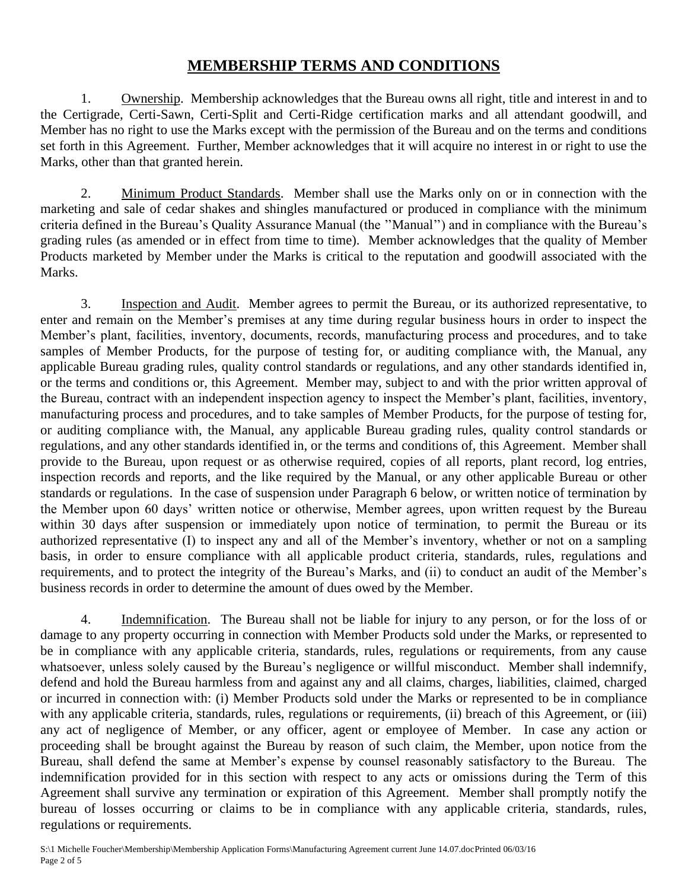# MEMBERSHIP TERMS AND CONDITIONS

1. Ownership. Membership acknowledges that the Bureau owns all right, title and interest in and to the Certigrade, Certi-Sawn, Certi-Split and Certi-Ridge certification marks and all attendant goodwill, and Member has no right to use the Marks except with the permission of the Bureau and on the terms and conditions set forth in this Agreement. Further, Member acknowledges that it will acquire no interest in or right to use the Marks, other than that granted herein.

2. Minimum Product Standards. Member shall use the Marks only on or in connection with the marketing and sale of cedar shakes and shingles manufactured or produced in compliance with the minimum criteria defined in the Bureau's Quality Assurance Manual (the "Manual") and in compliance with the Bureau's grading rules (as amended or in effect from time to time). Member acknowledges that the quality of Member Products marketed by Member under the Marks is critical to the reputation and goodwill associated with the Marks.

3. Inspection and Audit. Member agrees to permit the Bureau, or its authorized representative, to enter and remain on the Member's premises at any time during regular business hours in order to inspect the Member's plant, facilities, inventory, documents, records, manufacturing process and procedures, and to take samples of Member Products, for the purpose of testing for, or auditing compliance with, the Manual, any applicable Bureau grading rules, quality control standards or regulations, and any other standards identified in, or the terms and conditions or, this Agreement. Member may, subject to and with the prior written approval of the Bureau, contract with an independent inspection agency to inspect the Member's plant, facilities, inventory, manufacturing process and procedures, and to take samples of Member Products, for the purpose of testing for, or auditing compliance with, the Manual, any applicable Bureau grading rules, quality control standards or regulations, and any other standards identified in, or the terms and conditions of, this Agreement. Member shall provide to the Bureau, upon request or as otherwise required, copies of all reports, plant record, log entries, inspection records and reports, and the like required by the Manual, or any other applicable Bureau or other standards or regulations. In the case of suspension under Paragraph 6 below, or written notice of termination by the Member upon 60 days' written notice or otherwise, Member agrees, upon written request by the Bureau within 30 days after suspension or immediately upon notice of termination, to permit the Bureau or its authorized representative (I) to inspect any and all of the Member's inventory, whether or not on a sampling basis, in order to ensure compliance with all applicable product criteria, standards, rules, regulations and requirements, and to protect the integrity of the Bureau's Marks, and (ii) to conduct an audit of the Member's business records in order to determine the amount of dues owed by the Member.

4. Indemnification. The Bureau shall not be liable for injury to any person, or for the loss of or damage to any property occurring in connection with Member Products sold under the Marks, or represented to be in compliance with any applicable criteria, standards, rules, regulations or requirements, from any cause whatsoever, unless solely caused by the Bureau's negligence or willful misconduct. Member shall indemnify, defend and hold the Bureau harmless from and against any and all claims, charges, liabilities, claimed, charged or incurred in connection with: (i) Member Products sold under the Marks or represented to be in compliance with any applicable criteria, standards, rules, regulations or requirements, (ii) breach of this Agreement, or (iii) any act of negligence of Member, or any officer, agent or employee of Member. In case any action or proceeding shall be brought against the Bureau by reason of such claim, the Member, upon notice from the Bureau, shall defend the same at Member's expense by counsel reasonably satisfactory to the Bureau. The indemnification provided for in this section with respect to any acts or omissions during the Term of this Agreement shall survive any termination or expiration of this Agreement. Member shall promptly notify the bureau of losses occurring or claims to be in compliance with any applicable criteria, standards, rules, regulations or requirements.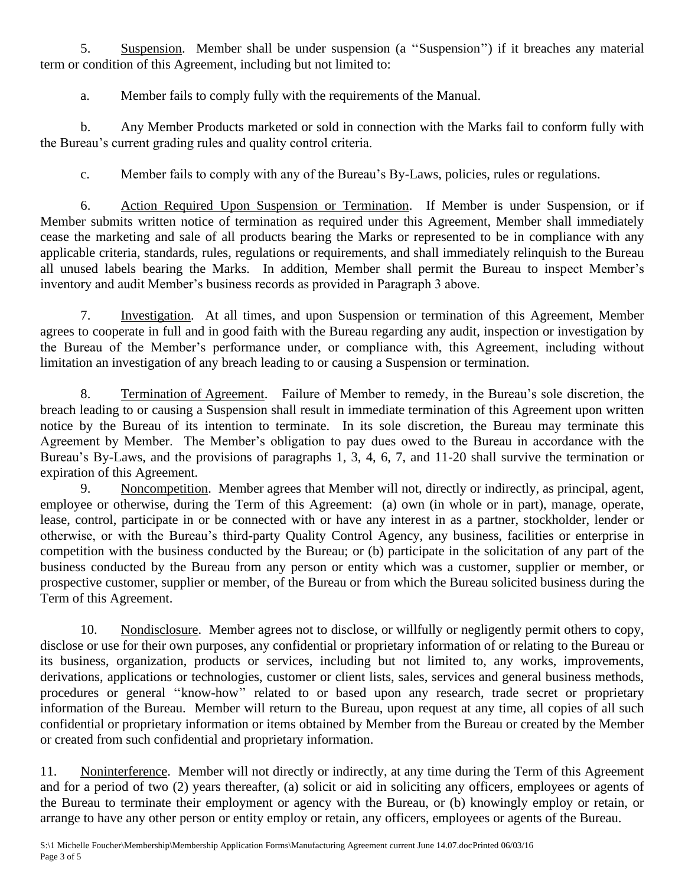5. Suspension. Member shall be under suspension (a "Suspension") if it breaches any material term or condition of this Agreement, including but not limited to:

a. Member fails to comply fully with the requirements of the Manual.

b. Any Member Products marketed or sold in connection with the Marks fail to conform fully with the Bureau's current grading rules and quality control criteria.

c. Member fails to comply with any of the Bureau's By-Laws, policies, rules or regulations.

6. Action Required Upon Suspension or Termination. If Member is under Suspension, or if Member submits written notice of termination as required under this Agreement, Member shall immediately cease the marketing and sale of all products bearing the Marks or represented to be in compliance with any applicable criteria, standards, rules, regulations or requirements, and shall immediately relinquish to the Bureau all unused labels bearing the Marks. In addition, Member shall permit the Bureau to inspect Member's inventory and audit Member's business records as provided in Paragraph 3 above.

7. Investigation. At all times, and upon Suspension or termination of this Agreement, Member agrees to cooperate in full and in good faith with the Bureau regarding any audit, inspection or investigation by the Bureau of the Member's performance under, or compliance with, this Agreement, including without limitation an investigation of any breach leading to or causing a Suspension or termination.

8. Termination of Agreement. Failure of Member to remedy, in the Bureau's sole discretion, the breach leading to or causing a Suspension shall result in immediate termination of this Agreement upon written notice by the Bureau of its intention to terminate. In its sole discretion, the Bureau may terminate this Agreement by Member. The Member's obligation to pay dues owed to the Bureau in accordance with the Bureau's By-Laws, and the provisions of paragraphs 1, 3, 4, 6, 7, and 11-20 shall survive the termination or expiration of this Agreement.

9. Noncompetition. Member agrees that Member will not, directly or indirectly, as principal, agent, employee or otherwise, during the Term of this Agreement: (a) own (in whole or in part), manage, operate, lease, control, participate in or be connected with or have any interest in as a partner, stockholder, lender or otherwise, or with the Bureau's third-party Quality Control Agency, any business, facilities or enterprise in competition with the business conducted by the Bureau; or (b) participate in the solicitation of any part of the business conducted by the Bureau from any person or entity which was a customer, supplier or member, or prospective customer, supplier or member, of the Bureau or from which the Bureau solicited business during the Term of this Agreement.

10. Nondisclosure. Member agrees not to disclose, or willfully or negligently permit others to copy, disclose or use for their own purposes, any confidential or proprietary information of or relating to the Bureau or its business, organization, products or services, including but not limited to, any works, improvements, derivations, applications or technologies, customer or client lists, sales, services and general business methods, procedures or general "know-how" related to or based upon any research, trade secret or proprietary information of the Bureau. Member will return to the Bureau, upon request at any time, all copies of all such confidential or proprietary information or items obtained by Member from the Bureau or created by the Member or created from such confidential and proprietary information.

11. Noninterference. Member will not directly or indirectly, at any time during the Term of this Agreement and for a period of two (2) years thereafter, (a) solicit or aid in soliciting any officers, employees or agents of the Bureau to terminate their employment or agency with the Bureau, or (b) knowingly employ or retain, or arrange to have any other person or entity employ or retain, any officers, employees or agents of the Bureau.

S:\1 Michelle Foucher\Membership\Membership Application Forms\Manufacturing Agreement current June 14.07.docPrinted 06/03/16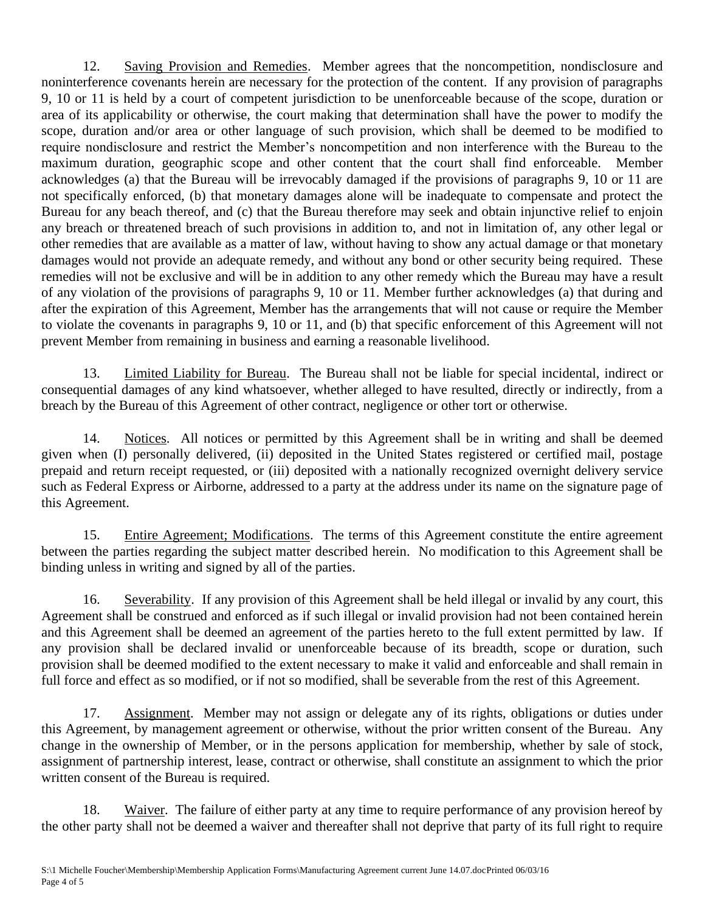12. Saving Provision and Remedies. Member agrees that the noncompetition, nondisclosure and noninterference covenants herein are necessary for the protection of the content. If any provision of paragraphs 9, 10 or 11 is held by a court of competent jurisdiction to be unenforceable because of the scope, duration or area of its applicability or otherwise, the court making that determination shall have the power to modify the scope, duration and/or area or other language of such provision, which shall be deemed to be modified to require nondisclosure and restrict the Member's noncompetition and non interference with the Bureau to the maximum duration, geographic scope and other content that the court shall find enforceable. Member acknowledges (a) that the Bureau will be irrevocably damaged if the provisions of paragraphs 9, 10 or 11 are not specifically enforced, (b) that monetary damages alone will be inadequate to compensate and protect the Bureau for any beach thereof, and (c) that the Bureau therefore may seek and obtain injunctive relief to enjoin any breach or threatened breach of such provisions in addition to, and not in limitation of, any other legal or other remedies that are available as a matter of law, without having to show any actual damage or that monetary damages would not provide an adequate remedy, and without any bond or other security being required. These remedies will not be exclusive and will be in addition to any other remedy which the Bureau may have a result of any violation of the provisions of paragraphs 9, 10 or 11. Member further acknowledges (a) that during and after the expiration of this Agreement, Member has the arrangements that will not cause or require the Member to violate the covenants in paragraphs 9, 10 or 11, and (b) that specific enforcement of this Agreement will not prevent Member from remaining in business and earning a reasonable livelihood.

13. Limited Liability for Bureau. The Bureau shall not be liable for special incidental, indirect or consequential damages of any kind whatsoever, whether alleged to have resulted, directly or indirectly, from a breach by the Bureau of this Agreement of other contract, negligence or other tort or otherwise.

14. Notices. All notices or permitted by this Agreement shall be in writing and shall be deemed given when (I) personally delivered, (ii) deposited in the United States registered or certified mail, postage prepaid and return receipt requested, or (iii) deposited with a nationally recognized overnight delivery service such as Federal Express or Airborne, addressed to a party at the address under its name on the signature page of this Agreement.

15. Entire Agreement; Modifications. The terms of this Agreement constitute the entire agreement between the parties regarding the subject matter described herein. No modification to this Agreement shall be binding unless in writing and signed by all of the parties.

16. Severability. If any provision of this Agreement shall be held illegal or invalid by any court, this Agreement shall be construed and enforced as if such illegal or invalid provision had not been contained herein and this Agreement shall be deemed an agreement of the parties hereto to the full extent permitted by law. If any provision shall be declared invalid or unenforceable because of its breadth, scope or duration, such provision shall be deemed modified to the extent necessary to make it valid and enforceable and shall remain in full force and effect as so modified, or if not so modified, shall be severable from the rest of this Agreement.

17. Assignment. Member may not assign or delegate any of its rights, obligations or duties under this Agreement, by management agreement or otherwise, without the prior written consent of the Bureau. Any change in the ownership of Member, or in the persons application for membership, whether by sale of stock, assignment of partnership interest, lease, contract or otherwise, shall constitute an assignment to which the prior written consent of the Bureau is required.

18. Waiver. The failure of either party at any time to require performance of any provision hereof by the other party shall not be deemed a waiver and thereafter shall not deprive that party of its full right to require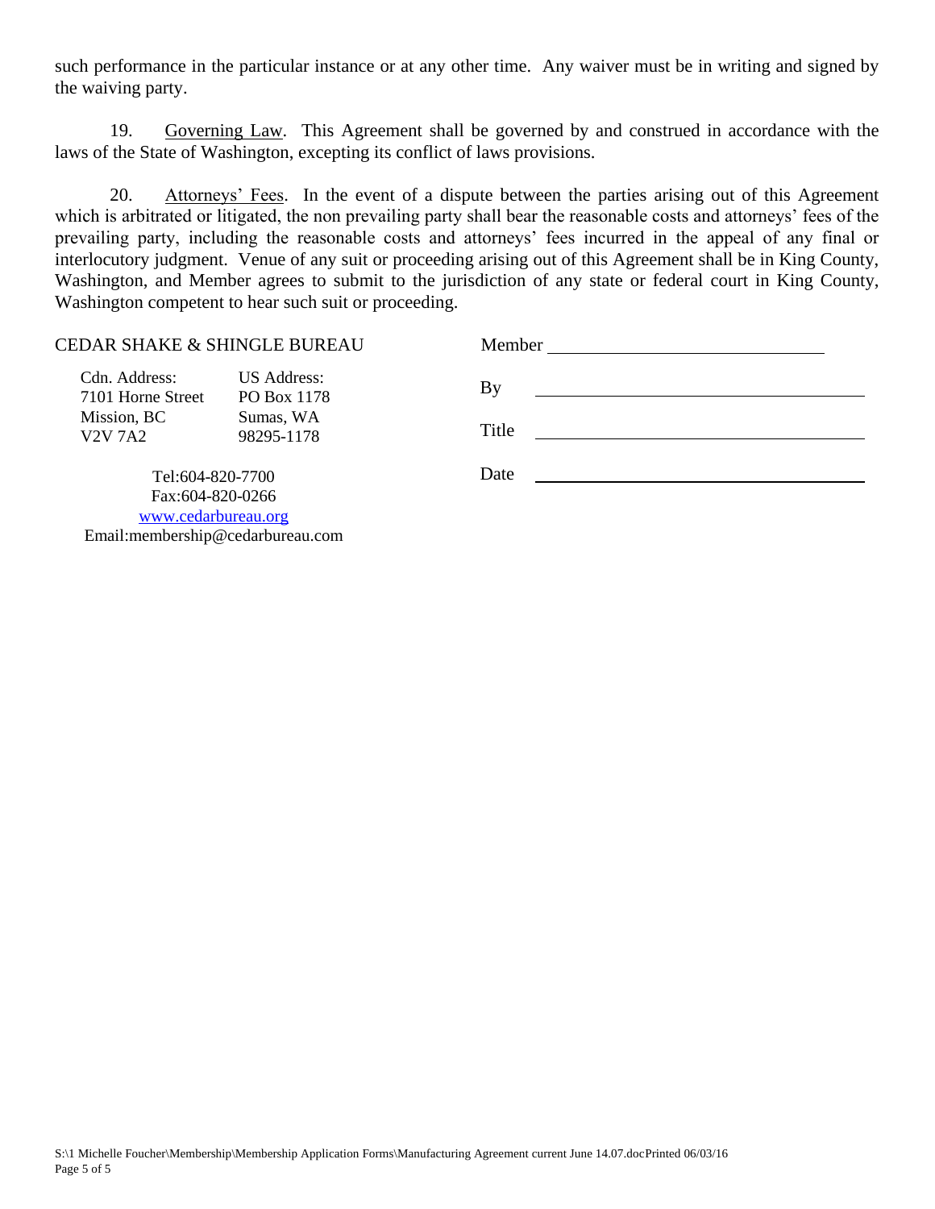such performance in the particular instance or at any other time. Any waiver must be in writing and signed by the waiving party.

19. Governing Law. This Agreement shall be governed by and construed in accordance with the laws of the State of Washington, excepting its conflict of laws provisions.

20. Attorneys' Fees. In the event of a dispute between the parties arising out of this Agreement which is arbitrated or litigated, the non prevailing party shall bear the reasonable costs and attorneys' fees of the prevailing party, including the reasonable costs and attorneys' fees incurred in the appeal of any final or interlocutory judgment. Venue of any suit or proceeding arising out of this Agreement shall be in King County, Washington, and Member agrees to submit to the jurisdiction of any state or federal court in King County, Washington competent to hear such suit or proceeding.

CEDAR SHAKE & SHINGLE BUREAU

| Cdn. Address: | US Address: |
|---|---|
| 7101 Horne Street | PO Box 1178 |
| Mission, BC | Sumas, WA |
| V2V 7A2 | 98295-1178 |

Tel:604-820-7700
Fax:604-820-0266
www.cedarbureau.org
Email:membership@cedarbureau.com

Member ______________________________

By ______________________________

Title ______________________________

Date ______________________________

S:\1 Michelle Foucher\Membership\Membership Application Forms\Manufacturing Agreement current June 14.07.docPrinted 06/03/16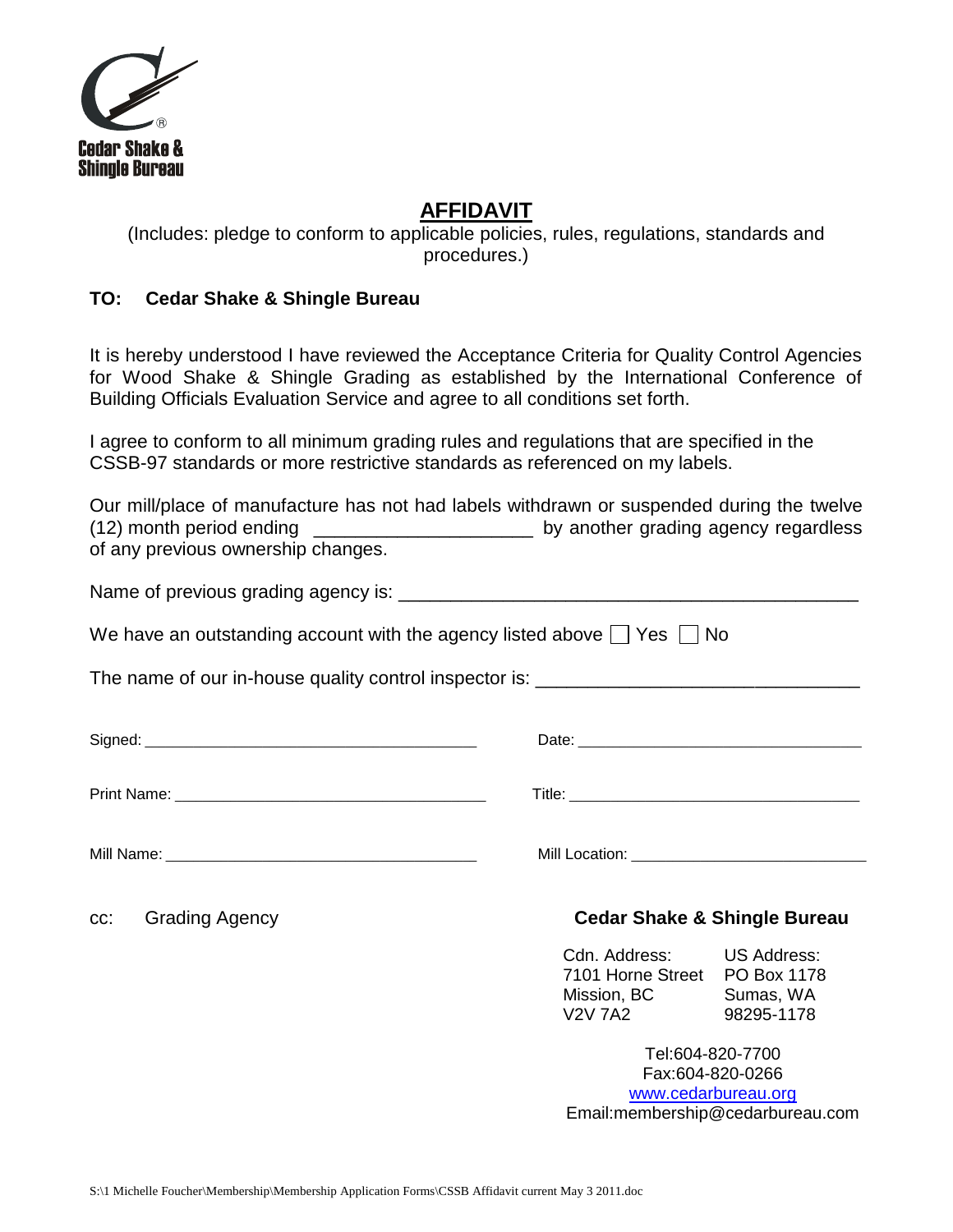Cedar Shake & Shingle Bureau

# AFFIDAVIT

(Includes: pledge to conform to applicable policies, rules, regulations, standards and procedures.)

**TO: Cedar Shake & Shingle Bureau**

It is hereby understood I have reviewed the Acceptance Criteria for Quality Control Agencies for Wood Shake & Shingle Grading as established by the International Conference of Building Officials Evaluation Service and agree to all conditions set forth.

I agree to conform to all minimum grading rules and regulations that are specified in the CSSB-97 standards or more restrictive standards as referenced on my labels.

Our mill/place of manufacture has not had labels withdrawn or suspended during the twelve (12) month period ending _____________________ by another grading agency regardless of any previous ownership changes.

Name of previous grading agency is: ____________________________________________

We have an outstanding account with the agency listed above ☐ Yes ☐ No

The name of our in-house quality control inspector is: ______________________________

Signed: ______________________________________ Date: _________________________________

Print Name: ___________________________________ Title: _________________________________

Mill Name: ____________________________________ Mill Location: ___________________________

cc: Grading Agency

**Cedar Shake & Shingle Bureau**

| Cdn. Address: | US Address: |
|---|---|
| 7101 Horne Street | PO Box 1178 |
| Mission, BC | Sumas, WA |
| V2V 7A2 | 98295-1178 |

Tel:604-820-7700
Fax:604-820-0266
www.cedarbureau.org
Email:membership@cedarbureau.com

S:\1 Michelle Foucher\Membership\Membership Application Forms\CSSB Affidavit current May 3 2011.doc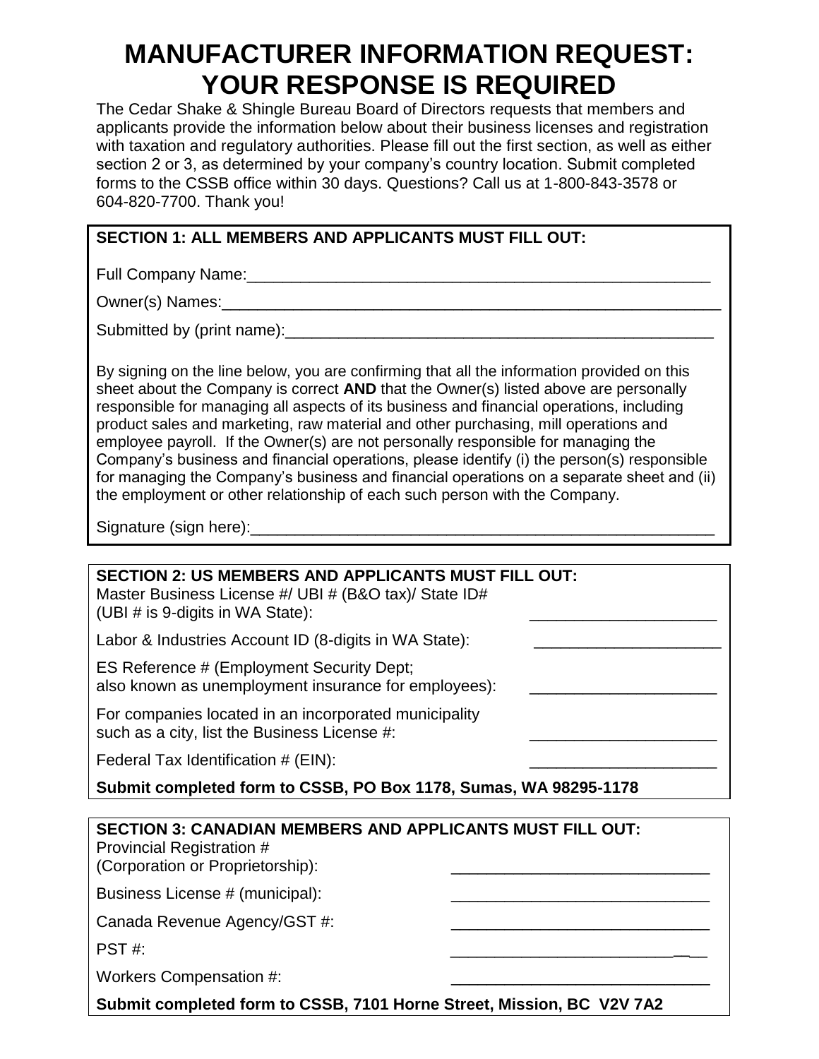# MANUFACTURER INFORMATION REQUEST: YOUR RESPONSE IS REQUIRED

The Cedar Shake & Shingle Bureau Board of Directors requests that members and applicants provide the information below about their business licenses and registration with taxation and regulatory authorities. Please fill out the first section, as well as either section 2 or 3, as determined by your company's country location. Submit completed forms to the CSSB office within 30 days. Questions? Call us at 1-800-843-3578 or 604-820-7700. Thank you!

**SECTION 1: ALL MEMBERS AND APPLICANTS MUST FILL OUT:**

Full Company Name:______________________________________________________

Owner(s) Names:__________________________________________________________

Submitted by (print name):_________________________________________________

By signing on the line below, you are confirming that all the information provided on this sheet about the Company is correct **AND** that the Owner(s) listed above are personally responsible for managing all aspects of its business and financial operations, including product sales and marketing, raw material and other purchasing, mill operations and employee payroll. If the Owner(s) are not personally responsible for managing the Company's business and financial operations, please identify (i) the person(s) responsible for managing the Company's business and financial operations on a separate sheet and (ii) the employment or other relationship of each such person with the Company.

Signature (sign here):______________________________________________________

**SECTION 2: US MEMBERS AND APPLICANTS MUST FILL OUT:**

Master Business License #/ UBI # (B&O tax)/ State ID# (UBI # is 9-digits in WA State): ____________________

Labor & Industries Account ID (8-digits in WA State): ____________________

ES Reference # (Employment Security Dept; also known as unemployment insurance for employees): ____________________

For companies located in an incorporated municipality such as a city, list the Business License #: ____________________

Federal Tax Identification # (EIN): ____________________

**Submit completed form to CSSB, PO Box 1178, Sumas, WA 98295-1178**

**SECTION 3: CANADIAN MEMBERS AND APPLICANTS MUST FILL OUT:**

Provincial Registration # (Corporation or Proprietorship): ____________________________

Business License # (municipal): ____________________________

Canada Revenue Agency/GST #: ____________________________

PST #: ____________________________

Workers Compensation #: ____________________________

**Submit completed form to CSSB, 7101 Horne Street, Mission, BC V2V 7A2**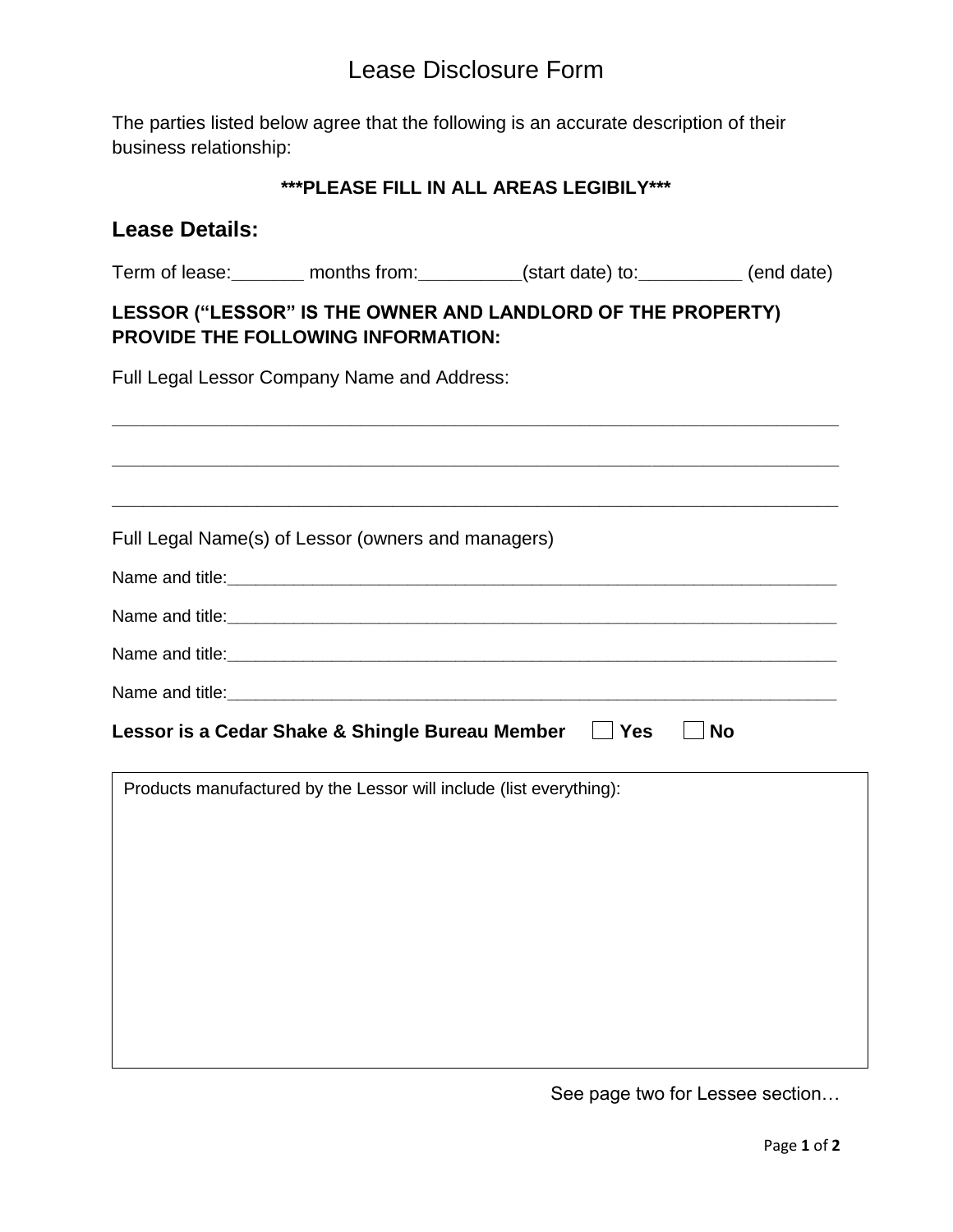# Lease Disclosure Form

The parties listed below agree that the following is an accurate description of their business relationship:

**\*\*\*PLEASE FILL IN ALL AREAS LEGIBILY\*\*\***

## Lease Details:

Term of lease:_______ months from:__________(start date) to:__________ (end date)

**LESSOR ("LESSOR" IS THE OWNER AND LANDLORD OF THE PROPERTY) PROVIDE THE FOLLOWING INFORMATION:**

Full Legal Lessor Company Name and Address:

_____________________________________________________________________________

_____________________________________________________________________________

_____________________________________________________________________________

Full Legal Name(s) of Lessor (owners and managers)

Name and title:____________________________________________________________

Name and title:____________________________________________________________

Name and title:____________________________________________________________

Name and title:____________________________________________________________

**Lessor is a Cedar Shake & Shingle Bureau Member** ☐ **Yes** ☐ **No**

| Products manufactured by the Lessor will include (list everything): |
|---|
| |

See page two for Lessee section…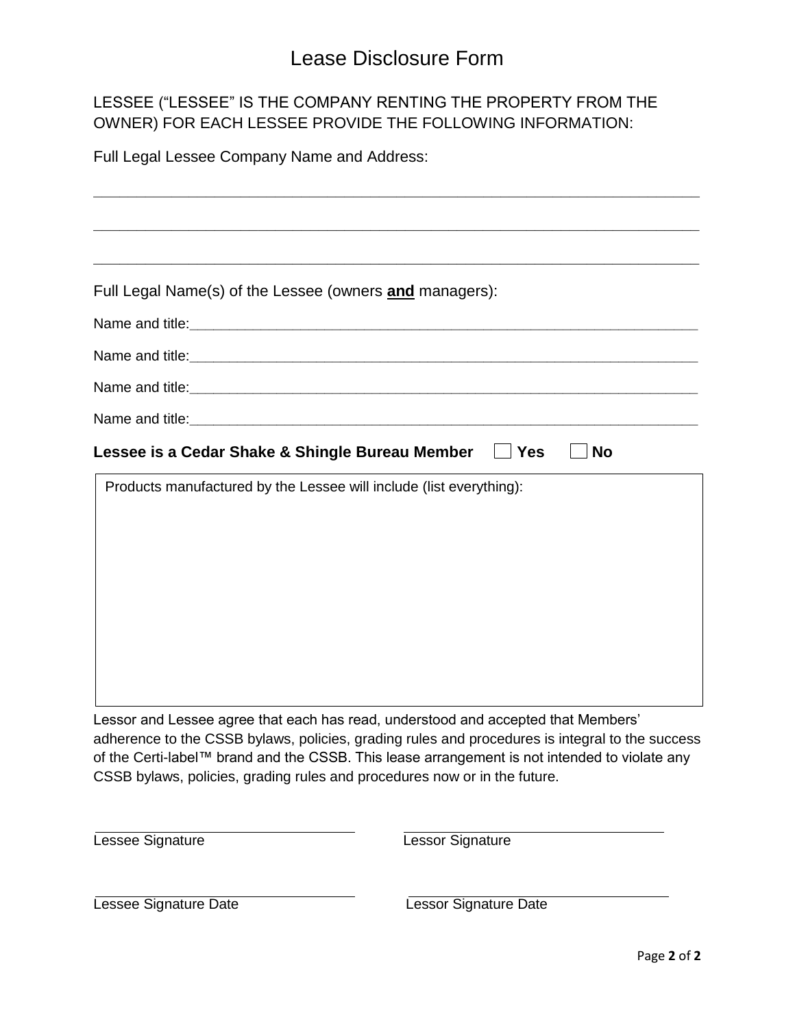# Lease Disclosure Form

LESSEE ("LESSEE" IS THE COMPANY RENTING THE PROPERTY FROM THE OWNER) FOR EACH LESSEE PROVIDE THE FOLLOWING INFORMATION:

Full Legal Lessee Company Name and Address:

___________________________________________________________________________

___________________________________________________________________________

___________________________________________________________________________

Full Legal Name(s) of the Lessee (owners **and** managers):

Name and title:___________________________________________________________

Name and title:___________________________________________________________

Name and title:___________________________________________________________

Name and title:___________________________________________________________

**Lessee is a Cedar Shake & Shingle Bureau Member** ☐ **Yes** ☐ **No**

Products manufactured by the Lessee will include (list everything):

Lessor and Lessee agree that each has read, understood and accepted that Members' adherence to the CSSB bylaws, policies, grading rules and procedures is integral to the success of the Certi-label™ brand and the CSSB. This lease arrangement is not intended to violate any CSSB bylaws, policies, grading rules and procedures now or in the future.

_______________________________ _______________________________
Lessee Signature Lessor Signature

_______________________________ _______________________________
Lessee Signature Date Lessor Signature Date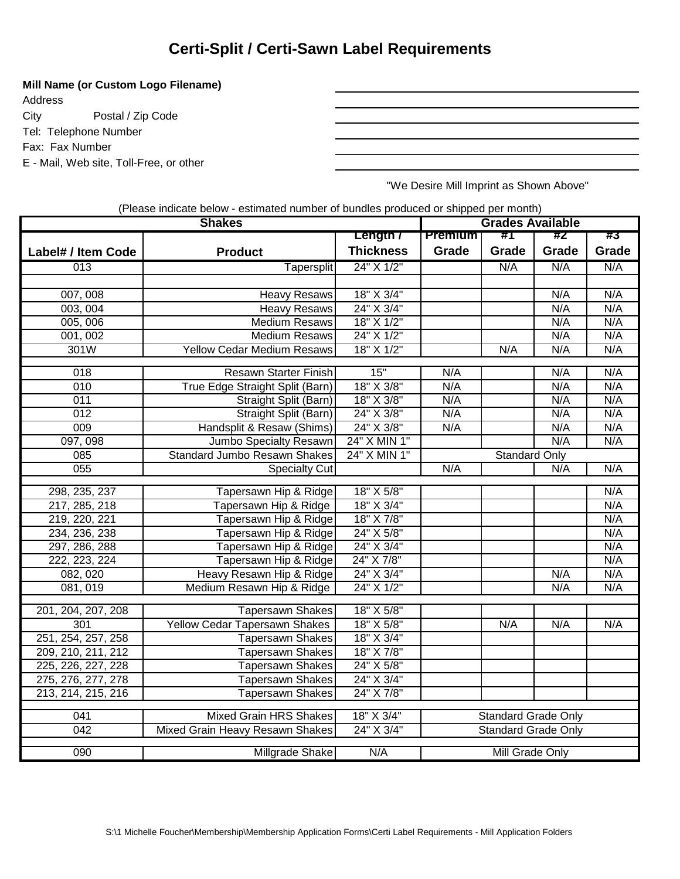# Certi-Split / Certi-Sawn Label Requirements

**Mill Name (or Custom Logo Filename)** \_\_\_\_\_\_\_\_\_\_\_\_\_\_\_\_\_\_\_\_\_\_\_\_\_\_\_\_\_\_

Address \_\_\_\_\_\_\_\_\_\_\_\_\_\_\_\_\_\_\_\_\_\_\_\_\_\_\_\_\_\_

City Postal / Zip Code \_\_\_\_\_\_\_\_\_\_\_\_\_\_\_\_\_\_\_\_\_\_\_\_\_\_\_\_\_\_

Tel: Telephone Number \_\_\_\_\_\_\_\_\_\_\_\_\_\_\_\_\_\_\_\_\_\_\_\_\_\_\_\_\_\_

Fax: Fax Number \_\_\_\_\_\_\_\_\_\_\_\_\_\_\_\_\_\_\_\_\_\_\_\_\_\_\_\_\_\_

E - Mail, Web site, Toll-Free, or other \_\_\_\_\_\_\_\_\_\_\_\_\_\_\_\_\_\_\_\_\_\_\_\_\_\_\_\_\_\_

"We Desire Mill Imprint as Shown Above"

(Please indicate below - estimated number of bundles produced or shipped per month)

| Shakes | | | Grades Available | | | |
|---|---|---|---|---|---|---|
| **Label# / Item Code** | **Product** | **Length / Thickness** | **Premium Grade** | **#1 Grade** | **#2 Grade** | **#3 Grade** |
| 013 | Tapersplit | 24" X 1/2" | | N/A | N/A | N/A |
| | | | | | | |
| 007, 008 | Heavy Resaws | 18" X 3/4" | | | N/A | N/A |
| 003, 004 | Heavy Resaws | 24" X 3/4" | | | N/A | N/A |
| 005, 006 | Medium Resaws | 18" X 1/2" | | | N/A | N/A |
| 001, 002 | Medium Resaws | 24" X 1/2" | | | N/A | N/A |
| 301W | Yellow Cedar Medium Resaws | 18" X 1/2" | | N/A | N/A | N/A |
| | | | | | | |
| 018 | Resawn Starter Finish | 15" | N/A | | N/A | N/A |
| 010 | True Edge Straight Split (Barn) | 18" X 3/8" | N/A | | N/A | N/A |
| 011 | Straight Split (Barn) | 18" X 3/8" | N/A | | N/A | N/A |
| 012 | Straight Split (Barn) | 24" X 3/8" | N/A | | N/A | N/A |
| 009 | Handsplit & Resaw (Shims) | 24" X 3/8" | N/A | | N/A | N/A |
| 097, 098 | Jumbo Specialty Resawn | 24" X MIN 1" | | | N/A | N/A |
| 085 | Standard Jumbo Resawn Shakes | 24" X MIN 1" | Standard Only | | | |
| 055 | Specialty Cut | | N/A | | N/A | N/A |
| | | | | | | |
| 298, 235, 237 | Tapersawn Hip & Ridge | 18" X 5/8" | | | | N/A |
| 217, 285, 218 | Tapersawn Hip & Ridge | 18" X 3/4" | | | | N/A |
| 219, 220, 221 | Tapersawn Hip & Ridge | 18" X 7/8" | | | | N/A |
| 234, 236, 238 | Tapersawn Hip & Ridge | 24" X 5/8" | | | | N/A |
| 297, 286, 288 | Tapersawn Hip & Ridge | 24" X 3/4" | | | | N/A |
| 222, 223, 224 | Tapersawn Hip & Ridge | 24" X 7/8" | | | | N/A |
| 082, 020 | Heavy Resawn Hip & Ridge | 24" X 3/4" | | | N/A | N/A |
| 081, 019 | Medium Resawn Hip & Ridge | 24" X 1/2" | | | N/A | N/A |
| | | | | | | |
| 201, 204, 207, 208 | Tapersawn Shakes | 18" X 5/8" | | | | |
| 301 | Yellow Cedar Tapersawn Shakes | 18" X 5/8" | | N/A | N/A | N/A |
| 251, 254, 257, 258 | Tapersawn Shakes | 18" X 3/4" | | | | |
| 209, 210, 211, 212 | Tapersawn Shakes | 18" X 7/8" | | | | |
| 225, 226, 227, 228 | Tapersawn Shakes | 24" X 5/8" | | | | |
| 275, 276, 277, 278 | Tapersawn Shakes | 24" X 3/4" | | | | |
| 213, 214, 215, 216 | Tapersawn Shakes | 24" X 7/8" | | | | |
| | | | | | | |
| 041 | Mixed Grain HRS Shakes | 18" X 3/4" | Standard Grade Only | | | |
| 042 | Mixed Grain Heavy Resawn Shakes | 24" X 3/4" | Standard Grade Only | | | |
| | | | | | | |
| 090 | Millgrade Shake | N/A | Mill Grade Only | | | |

S:\1 Michelle Foucher\Membership\Membership Application Forms\Certi Label Requirements - Mill Application Folders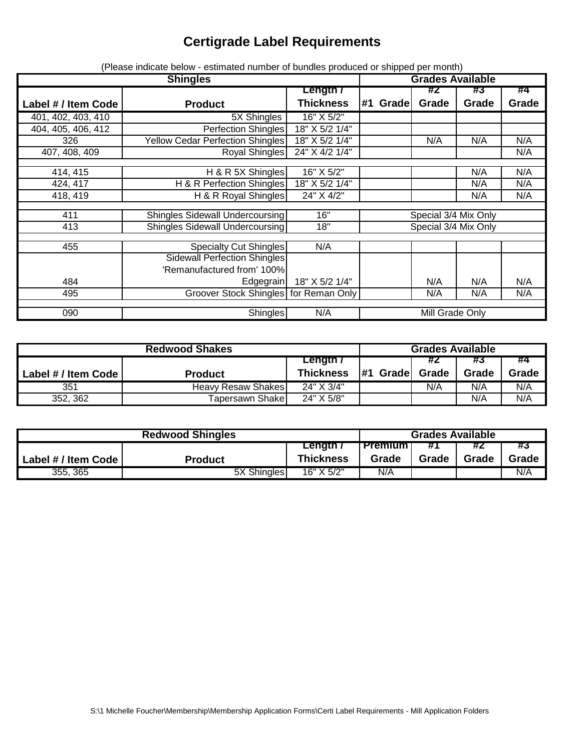# Certigrade Label Requirements

(Please indicate below - estimated number of bundles produced or shipped per month)

| Shingles | | | Grades Available | | | |
|---|---|---|---|---|---|---|
| Label # / Item Code | Product | Length / Thickness | #1 Grade | #2 Grade | #3 Grade | #4 Grade |
| 401, 402, 403, 410 | 5X Shingles | 16" X 5/2" | | | | |
| 404, 405, 406, 412 | Perfection Shingles | 18" X 5/2 1/4" | | | | |
| 326 | Yellow Cedar Perfection Shingles | 18" X 5/2 1/4" | | N/A | N/A | N/A |
| 407, 408, 409 | Royal Shingles | 24" X 4/2 1/4" | | | | N/A |
| | | | | | | |
| 414, 415 | H & R 5X Shingles | 16" X 5/2" | | | N/A | N/A |
| 424, 417 | H & R Perfection Shingles | 18" X 5/2 1/4" | | | N/A | N/A |
| 418, 419 | H & R Royal Shingles | 24" X 4/2" | | | N/A | N/A |
| | | | | | | |
| 411 | Shingles Sidewall Undercoursing | 16" | Special 3/4 Mix Only | | | |
| 413 | Shingles Sidewall Undercoursing | 18" | Special 3/4 Mix Only | | | |
| | | | | | | |
| 455 | Specialty Cut Shingles | N/A | | | | |
| 484 | Sidewall Perfection Shingles 'Remanufactured from' 100% Edgegrain | 18" X 5/2 1/4" | | N/A | N/A | N/A |
| 495 | Groover Stock Shingles | for Reman Only | | N/A | N/A | N/A |
| | | | | | | |
| 090 | Shingles | N/A | Mill Grade Only | | | |

| Redwood Shakes | | | Grades Available | | | |
|---|---|---|---|---|---|---|
| Label # / Item Code | Product | Length / Thickness | #1 Grade | #2 Grade | #3 Grade | #4 Grade |
| 351 | Heavy Resaw Shakes | 24" X 3/4" | | N/A | N/A | N/A |
| 352, 362 | Tapersawn Shake | 24" X 5/8" | | | N/A | N/A |

| Redwood Shingles | | | Grades Available | | | |
|---|---|---|---|---|---|---|
| Label # / Item Code | Product | Length / Thickness | Premium Grade | #1 Grade | #2 Grade | #3 Grade |
| 355, 365 | 5X Shingles | 16" X 5/2" | N/A | | | N/A |

S:\1 Michelle Foucher\Membership\Membership Application Forms\Certi Label Requirements - Mill Application Folders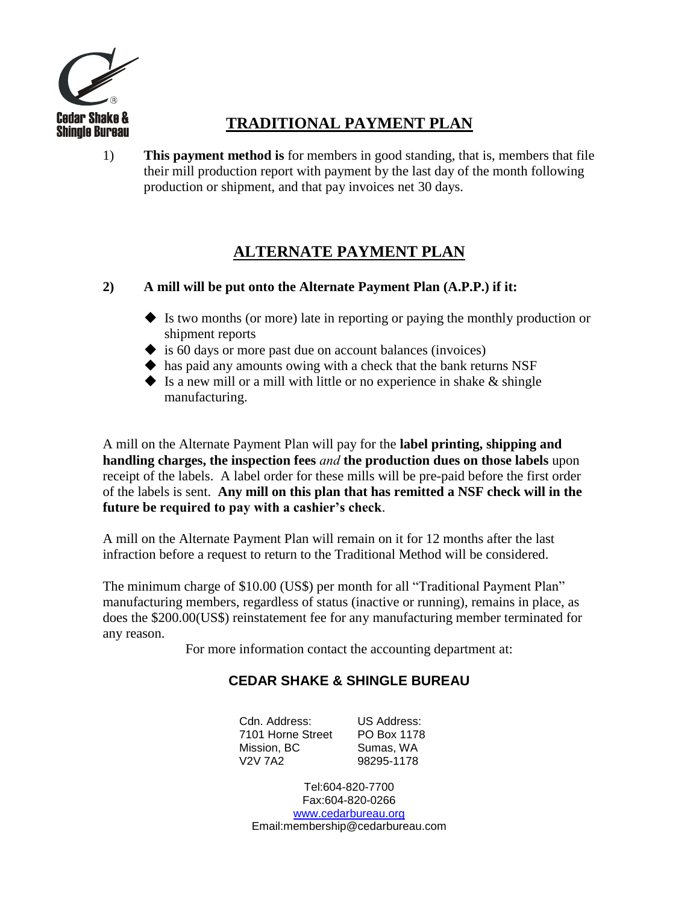Cedar Shake & Shingle Bureau

## TRADITIONAL PAYMENT PLAN

1) **This payment method is** for members in good standing, that is, members that file their mill production report with payment by the last day of the month following production or shipment, and that pay invoices net 30 days.

## ALTERNATE PAYMENT PLAN

**2) A mill will be put onto the Alternate Payment Plan (A.P.P.) if it:**

- Is two months (or more) late in reporting or paying the monthly production or shipment reports
- is 60 days or more past due on account balances (invoices)
- has paid any amounts owing with a check that the bank returns NSF
- Is a new mill or a mill with little or no experience in shake & shingle manufacturing.

A mill on the Alternate Payment Plan will pay for the **label printing, shipping and handling charges, the inspection fees** *and* **the production dues on those labels** upon receipt of the labels. A label order for these mills will be pre-paid before the first order of the labels is sent. **Any mill on this plan that has remitted a NSF check will in the future be required to pay with a cashier's check**.

A mill on the Alternate Payment Plan will remain on it for 12 months after the last infraction before a request to return to the Traditional Method will be considered.

The minimum charge of $10.00 (US$) per month for all "Traditional Payment Plan" manufacturing members, regardless of status (inactive or running), remains in place, as does the $200.00(US$) reinstatement fee for any manufacturing member terminated for any reason.

For more information contact the accounting department at:

**CEDAR SHAKE & SHINGLE BUREAU**

| Cdn. Address: | US Address: |
|---|---|
| 7101 Horne Street | PO Box 1178 |
| Mission, BC | Sumas, WA |
| V2V 7A2 | 98295-1178 |

Tel:604-820-7700
Fax:604-820-0266
www.cedarbureau.org
Email:membership@cedarbureau.com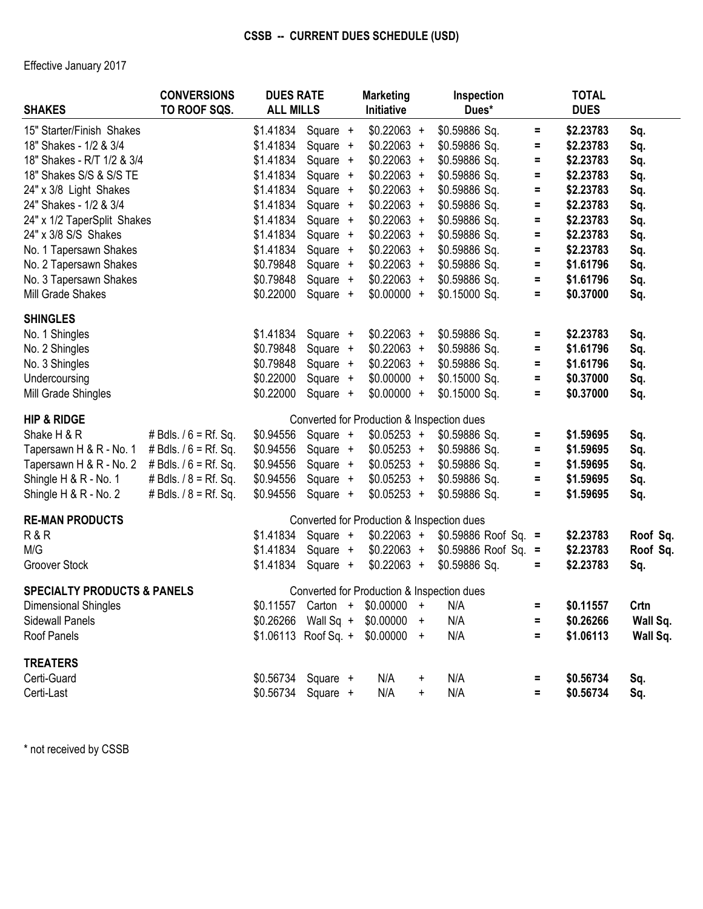## CSSB -- CURRENT DUES SCHEDULE (USD)

Effective January 2017

| SHAKES | CONVERSIONS TO ROOF SQS. | DUES RATE ALL MILLS | | Marketing Initiative | | Inspection Dues* | | TOTAL DUES | |
|---|---|---|---|---|---|---|---|---|---|
| 15" Starter/Finish Shakes | | $1.41834 | Square + | $0.22063 | + | $0.59886 Sq. | = | $2.23783 | Sq. |
| 18" Shakes - 1/2 & 3/4 | | $1.41834 | Square + | $0.22063 | + | $0.59886 Sq. | = | $2.23783 | Sq. |
| 18" Shakes - R/T 1/2 & 3/4 | | $1.41834 | Square + | $0.22063 | + | $0.59886 Sq. | = | $2.23783 | Sq. |
| 18" Shakes S/S & S/S TE | | $1.41834 | Square + | $0.22063 | + | $0.59886 Sq. | = | $2.23783 | Sq. |
| 24" x 3/8 Light Shakes | | $1.41834 | Square + | $0.22063 | + | $0.59886 Sq. | = | $2.23783 | Sq. |
| 24" Shakes - 1/2 & 3/4 | | $1.41834 | Square + | $0.22063 | + | $0.59886 Sq. | = | $2.23783 | Sq. |
| 24" x 1/2 TaperSplit Shakes | | $1.41834 | Square + | $0.22063 | + | $0.59886 Sq. | = | $2.23783 | Sq. |
| 24" x 3/8 S/S Shakes | | $1.41834 | Square + | $0.22063 | + | $0.59886 Sq. | = | $2.23783 | Sq. |
| No. 1 Tapersawn Shakes | | $1.41834 | Square + | $0.22063 | + | $0.59886 Sq. | = | $2.23783 | Sq. |
| No. 2 Tapersawn Shakes | | $0.79848 | Square + | $0.22063 | + | $0.59886 Sq. | = | $1.61796 | Sq. |
| No. 3 Tapersawn Shakes | | $0.79848 | Square + | $0.22063 | + | $0.59886 Sq. | = | $1.61796 | Sq. |
| Mill Grade Shakes | | $0.22000 | Square + | $0.00000 | + | $0.15000 Sq. | = | $0.37000 | Sq. |
| **SHINGLES** | | | | | | | | | |
| No. 1 Shingles | | $1.41834 | Square + | $0.22063 | + | $0.59886 Sq. | = | $2.23783 | Sq. |
| No. 2 Shingles | | $0.79848 | Square + | $0.22063 | + | $0.59886 Sq. | = | $1.61796 | Sq. |
| No. 3 Shingles | | $0.79848 | Square + | $0.22063 | + | $0.59886 Sq. | = | $1.61796 | Sq. |
| Undercoursing | | $0.22000 | Square + | $0.00000 | + | $0.15000 Sq. | = | $0.37000 | Sq. |
| Mill Grade Shingles | | $0.22000 | Square + | $0.00000 | + | $0.15000 Sq. | = | $0.37000 | Sq. |
| **HIP & RIDGE** | | Converted for Production & Inspection dues | | | | | | | |
| Shake H & R | # Bdls. / 6 = Rf. Sq. | $0.94556 | Square + | $0.05253 | + | $0.59886 Sq. | = | $1.59695 | Sq. |
| Tapersawn H & R - No. 1 | # Bdls. / 6 = Rf. Sq. | $0.94556 | Square + | $0.05253 | + | $0.59886 Sq. | = | $1.59695 | Sq. |
| Tapersawn H & R - No. 2 | # Bdls. / 6 = Rf. Sq. | $0.94556 | Square + | $0.05253 | + | $0.59886 Sq. | = | $1.59695 | Sq. |
| Shingle H & R - No. 1 | # Bdls. / 8 = Rf. Sq. | $0.94556 | Square + | $0.05253 | + | $0.59886 Sq. | = | $1.59695 | Sq. |
| Shingle H & R - No. 2 | # Bdls. / 8 = Rf. Sq. | $0.94556 | Square + | $0.05253 | + | $0.59886 Sq. | = | $1.59695 | Sq. |
| **RE-MAN PRODUCTS** | | Converted for Production & Inspection dues | | | | | | | |
| R & R | | $1.41834 | Square + | $0.22063 | + | $0.59886 Roof Sq. | = | $2.23783 | Roof Sq. |
| M/G | | $1.41834 | Square + | $0.22063 | + | $0.59886 Roof Sq. | = | $2.23783 | Roof Sq. |
| Groover Stock | | $1.41834 | Square + | $0.22063 | + | $0.59886 Sq. | = | $2.23783 | Sq. |
| **SPECIALTY PRODUCTS & PANELS** | | Converted for Production & Inspection dues | | | | | | | |
| Dimensional Shingles | | $0.11557 | Carton + | $0.00000 | + | N/A | = | $0.11557 | Crtn |
| Sidewall Panels | | $0.26266 | Wall Sq + | $0.00000 | + | N/A | = | $0.26266 | Wall Sq. |
| Roof Panels | | $1.06113 | Roof Sq. + | $0.00000 | + | N/A | = | $1.06113 | Wall Sq. |
| **TREATERS** | | | | | | | | | |
| Certi-Guard | | $0.56734 | Square + | N/A | + | N/A | = | $0.56734 | Sq. |
| Certi-Last | | $0.56734 | Square + | N/A | + | N/A | = | $0.56734 | Sq. |

* not received by CSSB